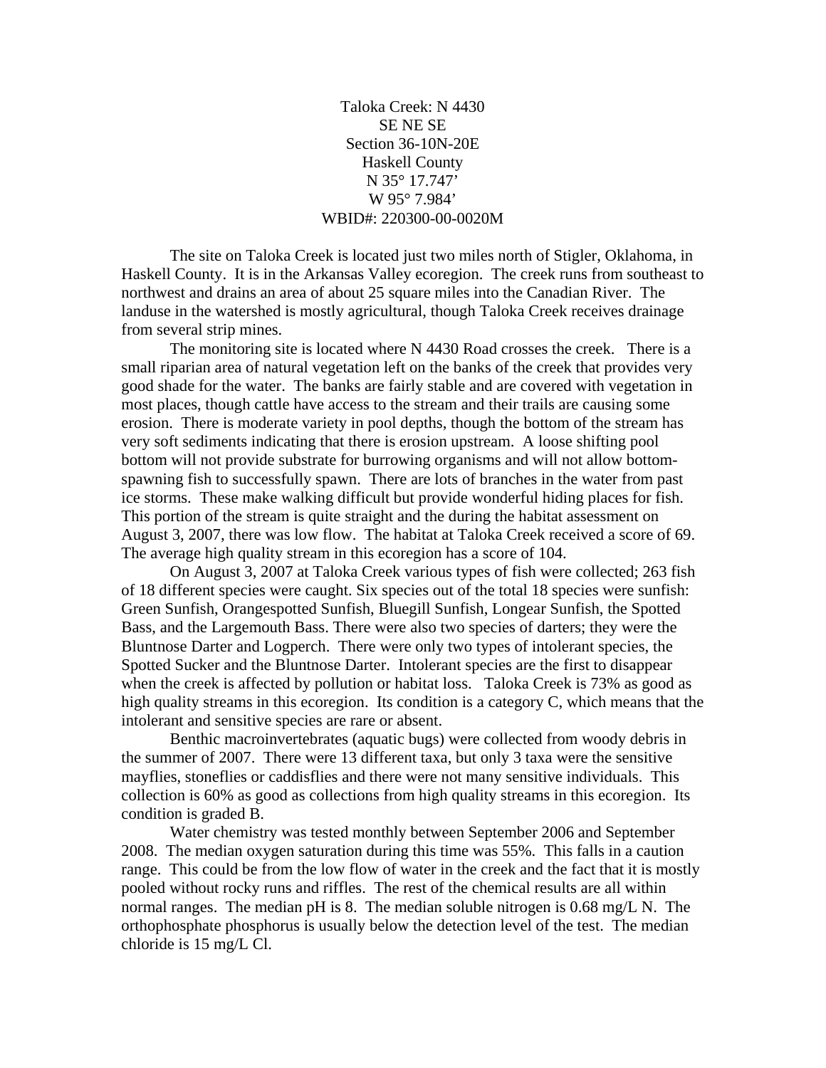Taloka Creek: N 4430
SE NE SE
Section 36-10N-20E
Haskell County
N 35° 17.747'
W 95° 7.984'
WBID#: 220300-00-0020M

The site on Taloka Creek is located just two miles north of Stigler, Oklahoma, in Haskell County. It is in the Arkansas Valley ecoregion. The creek runs from southeast to northwest and drains an area of about 25 square miles into the Canadian River. The landuse in the watershed is mostly agricultural, though Taloka Creek receives drainage from several strip mines.

The monitoring site is located where N 4430 Road crosses the creek. There is a small riparian area of natural vegetation left on the banks of the creek that provides very good shade for the water. The banks are fairly stable and are covered with vegetation in most places, though cattle have access to the stream and their trails are causing some erosion. There is moderate variety in pool depths, though the bottom of the stream has very soft sediments indicating that there is erosion upstream. A loose shifting pool bottom will not provide substrate for burrowing organisms and will not allow bottom-spawning fish to successfully spawn. There are lots of branches in the water from past ice storms. These make walking difficult but provide wonderful hiding places for fish. This portion of the stream is quite straight and the during the habitat assessment on August 3, 2007, there was low flow. The habitat at Taloka Creek received a score of 69. The average high quality stream in this ecoregion has a score of 104.

On August 3, 2007 at Taloka Creek various types of fish were collected; 263 fish of 18 different species were caught. Six species out of the total 18 species were sunfish: Green Sunfish, Orangespotted Sunfish, Bluegill Sunfish, Longear Sunfish, the Spotted Bass, and the Largemouth Bass. There were also two species of darters; they were the Bluntnose Darter and Logperch. There were only two types of intolerant species, the Spotted Sucker and the Bluntnose Darter. Intolerant species are the first to disappear when the creek is affected by pollution or habitat loss. Taloka Creek is 73% as good as high quality streams in this ecoregion. Its condition is a category C, which means that the intolerant and sensitive species are rare or absent.

Benthic macroinvertebrates (aquatic bugs) were collected from woody debris in the summer of 2007. There were 13 different taxa, but only 3 taxa were the sensitive mayflies, stoneflies or caddisflies and there were not many sensitive individuals. This collection is 60% as good as collections from high quality streams in this ecoregion. Its condition is graded B.

Water chemistry was tested monthly between September 2006 and September 2008. The median oxygen saturation during this time was 55%. This falls in a caution range. This could be from the low flow of water in the creek and the fact that it is mostly pooled without rocky runs and riffles. The rest of the chemical results are all within normal ranges. The median pH is 8. The median soluble nitrogen is 0.68 mg/L N. The orthophosphate phosphorus is usually below the detection level of the test. The median chloride is 15 mg/L Cl.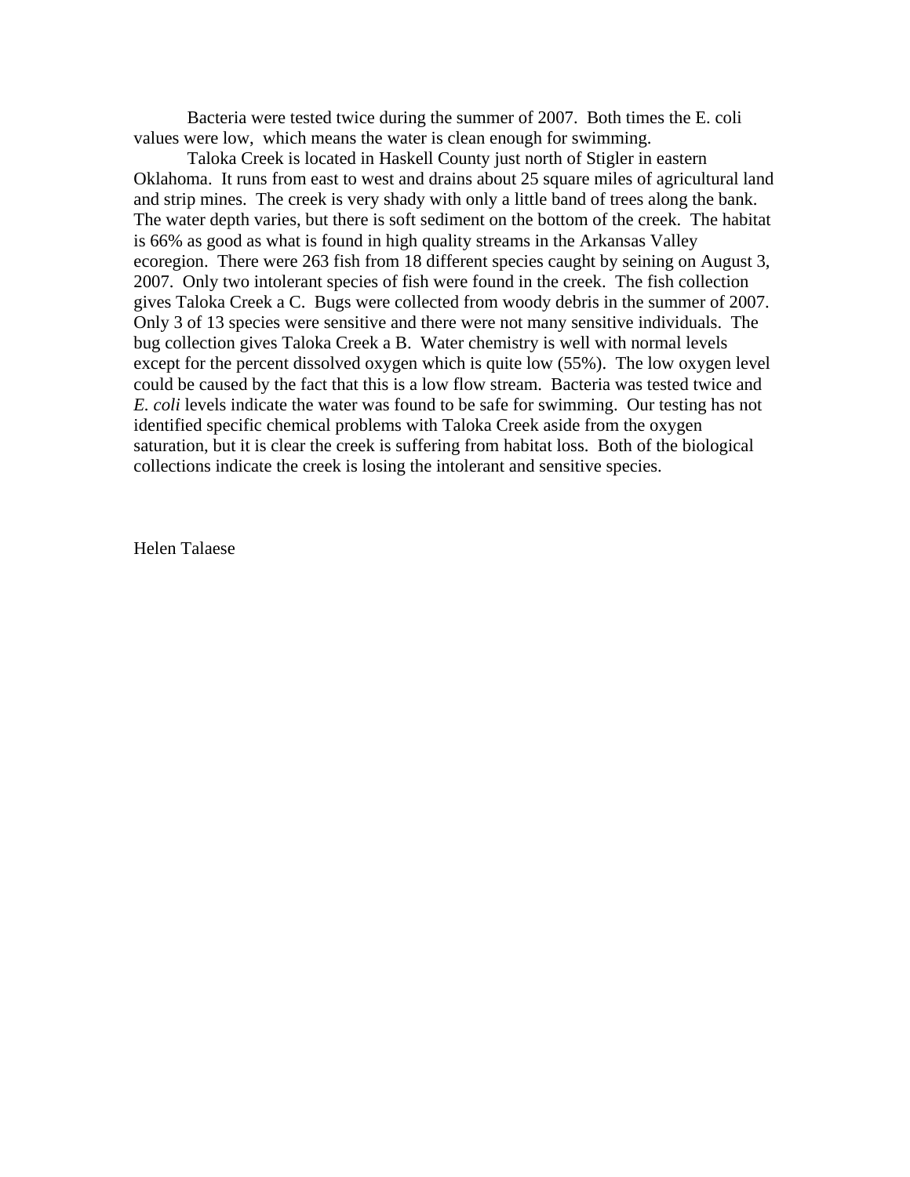Bacteria were tested twice during the summer of 2007. Both times the E. coli values were low, which means the water is clean enough for swimming.

Taloka Creek is located in Haskell County just north of Stigler in eastern Oklahoma. It runs from east to west and drains about 25 square miles of agricultural land and strip mines. The creek is very shady with only a little band of trees along the bank. The water depth varies, but there is soft sediment on the bottom of the creek. The habitat is 66% as good as what is found in high quality streams in the Arkansas Valley ecoregion. There were 263 fish from 18 different species caught by seining on August 3, 2007. Only two intolerant species of fish were found in the creek. The fish collection gives Taloka Creek a C. Bugs were collected from woody debris in the summer of 2007. Only 3 of 13 species were sensitive and there were not many sensitive individuals. The bug collection gives Taloka Creek a B. Water chemistry is well with normal levels except for the percent dissolved oxygen which is quite low (55%). The low oxygen level could be caused by the fact that this is a low flow stream. Bacteria was tested twice and *E. coli* levels indicate the water was found to be safe for swimming. Our testing has not identified specific chemical problems with Taloka Creek aside from the oxygen saturation, but it is clear the creek is suffering from habitat loss. Both of the biological collections indicate the creek is losing the intolerant and sensitive species.

Helen Talaese